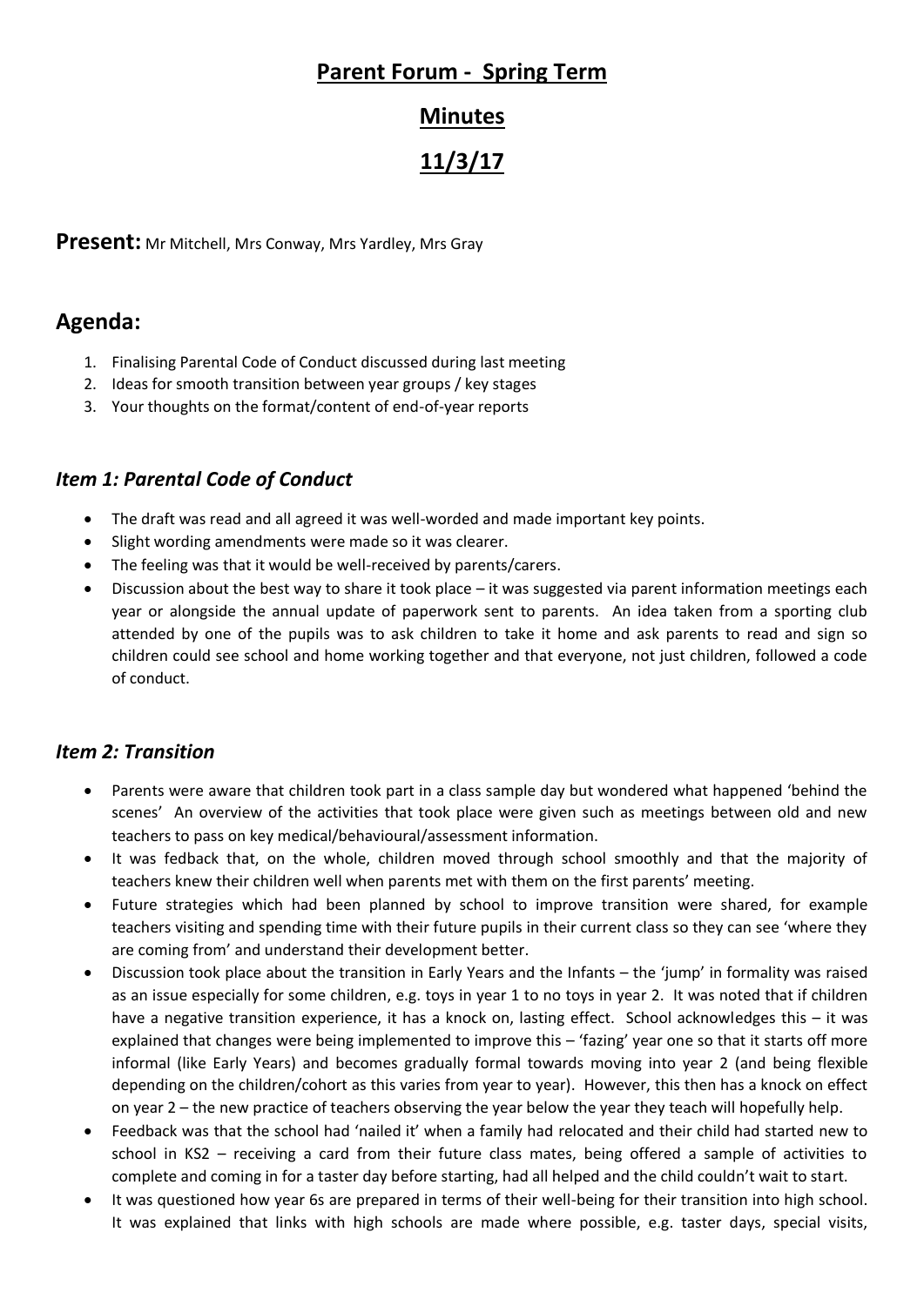# Parent Forum - Spring Term

# Minutes

# 11/3/17

**Present:** Mr Mitchell, Mrs Conway, Mrs Yardley, Mrs Gray

## Agenda:

1. Finalising Parental Code of Conduct discussed during last meeting
2. Ideas for smooth transition between year groups / key stages
3. Your thoughts on the format/content of end-of-year reports

### *Item 1: Parental Code of Conduct*

- The draft was read and all agreed it was well-worded and made important key points.
- Slight wording amendments were made so it was clearer.
- The feeling was that it would be well-received by parents/carers.
- Discussion about the best way to share it took place – it was suggested via parent information meetings each year or alongside the annual update of paperwork sent to parents. An idea taken from a sporting club attended by one of the pupils was to ask children to take it home and ask parents to read and sign so children could see school and home working together and that everyone, not just children, followed a code of conduct.

### *Item 2: Transition*

- Parents were aware that children took part in a class sample day but wondered what happened 'behind the scenes' An overview of the activities that took place were given such as meetings between old and new teachers to pass on key medical/behavioural/assessment information.
- It was fedback that, on the whole, children moved through school smoothly and that the majority of teachers knew their children well when parents met with them on the first parents' meeting.
- Future strategies which had been planned by school to improve transition were shared, for example teachers visiting and spending time with their future pupils in their current class so they can see 'where they are coming from' and understand their development better.
- Discussion took place about the transition in Early Years and the Infants – the 'jump' in formality was raised as an issue especially for some children, e.g. toys in year 1 to no toys in year 2. It was noted that if children have a negative transition experience, it has a knock on, lasting effect. School acknowledges this – it was explained that changes were being implemented to improve this – 'fazing' year one so that it starts off more informal (like Early Years) and becomes gradually formal towards moving into year 2 (and being flexible depending on the children/cohort as this varies from year to year). However, this then has a knock on effect on year 2 – the new practice of teachers observing the year below the year they teach will hopefully help.
- Feedback was that the school had 'nailed it' when a family had relocated and their child had started new to school in KS2 – receiving a card from their future class mates, being offered a sample of activities to complete and coming in for a taster day before starting, had all helped and the child couldn't wait to start.
- It was questioned how year 6s are prepared in terms of their well-being for their transition into high school. It was explained that links with high schools are made where possible, e.g. taster days, special visits,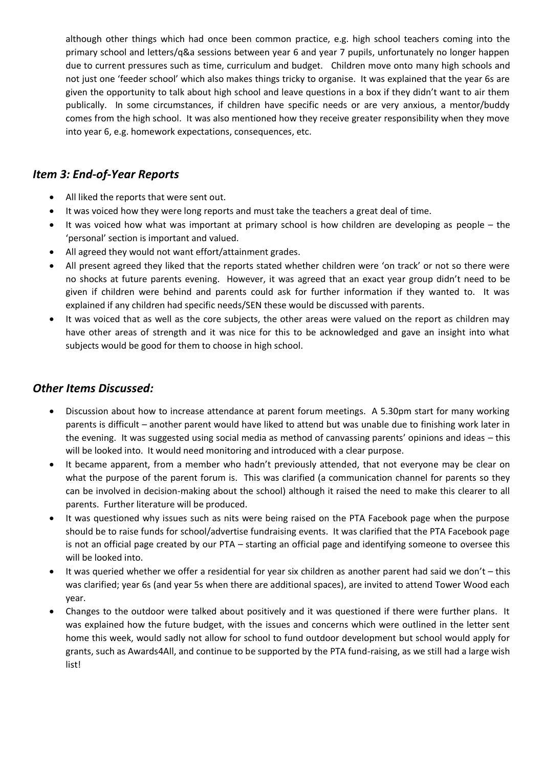although other things which had once been common practice, e.g. high school teachers coming into the primary school and letters/q&a sessions between year 6 and year 7 pupils, unfortunately no longer happen due to current pressures such as time, curriculum and budget. Children move onto many high schools and not just one 'feeder school' which also makes things tricky to organise. It was explained that the year 6s are given the opportunity to talk about high school and leave questions in a box if they didn't want to air them publically. In some circumstances, if children have specific needs or are very anxious, a mentor/buddy comes from the high school. It was also mentioned how they receive greater responsibility when they move into year 6, e.g. homework expectations, consequences, etc.

## *Item 3: End-of-Year Reports*

- All liked the reports that were sent out.
- It was voiced how they were long reports and must take the teachers a great deal of time.
- It was voiced how what was important at primary school is how children are developing as people – the 'personal' section is important and valued.
- All agreed they would not want effort/attainment grades.
- All present agreed they liked that the reports stated whether children were 'on track' or not so there were no shocks at future parents evening. However, it was agreed that an exact year group didn't need to be given if children were behind and parents could ask for further information if they wanted to. It was explained if any children had specific needs/SEN these would be discussed with parents.
- It was voiced that as well as the core subjects, the other areas were valued on the report as children may have other areas of strength and it was nice for this to be acknowledged and gave an insight into what subjects would be good for them to choose in high school.

## *Other Items Discussed:*

- Discussion about how to increase attendance at parent forum meetings. A 5.30pm start for many working parents is difficult – another parent would have liked to attend but was unable due to finishing work later in the evening. It was suggested using social media as method of canvassing parents' opinions and ideas – this will be looked into. It would need monitoring and introduced with a clear purpose.
- It became apparent, from a member who hadn't previously attended, that not everyone may be clear on what the purpose of the parent forum is. This was clarified (a communication channel for parents so they can be involved in decision-making about the school) although it raised the need to make this clearer to all parents. Further literature will be produced.
- It was questioned why issues such as nits were being raised on the PTA Facebook page when the purpose should be to raise funds for school/advertise fundraising events. It was clarified that the PTA Facebook page is not an official page created by our PTA – starting an official page and identifying someone to oversee this will be looked into.
- It was queried whether we offer a residential for year six children as another parent had said we don't – this was clarified; year 6s (and year 5s when there are additional spaces), are invited to attend Tower Wood each year.
- Changes to the outdoor were talked about positively and it was questioned if there were further plans. It was explained how the future budget, with the issues and concerns which were outlined in the letter sent home this week, would sadly not allow for school to fund outdoor development but school would apply for grants, such as Awards4All, and continue to be supported by the PTA fund-raising, as we still had a large wish list!